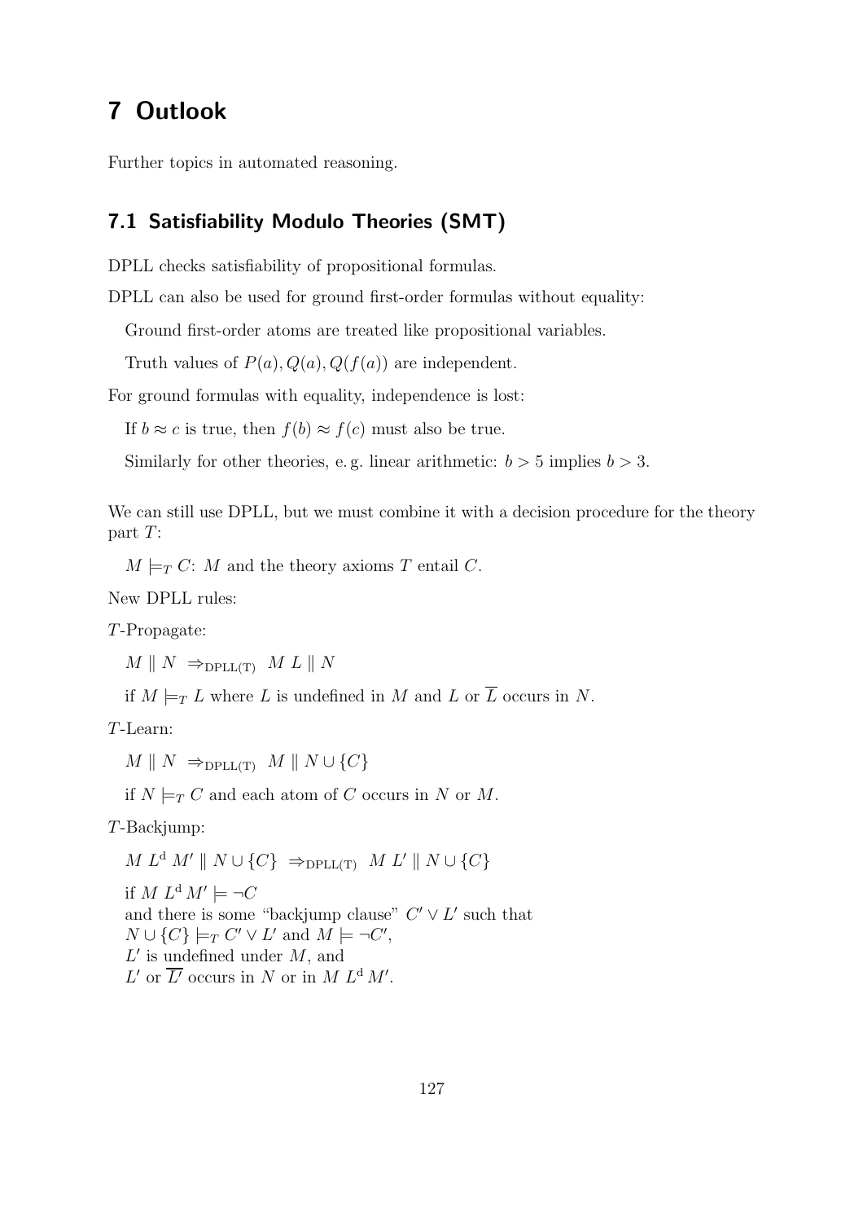# 7 Outlook

Further topics in automated reasoning.

## 7.1 Satisfiability Modulo Theories (SMT)

DPLL checks satisfiability of propositional formulas.

DPLL can also be used for ground first-order formulas without equality:

Ground first-order atoms are treated like propositional variables.

Truth values of $P(a), Q(a), Q(f(a))$ are independent.

For ground formulas with equality, independence is lost:

If $b \approx c$ is true, then $f(b) \approx f(c)$ must also be true.

Similarly for other theories, e. g. linear arithmetic: $b > 5$ implies $b > 3$.

We can still use DPLL, but we must combine it with a decision procedure for the theory part $T$:

$M \models_T C$: $M$ and the theory axioms $T$ entail $C$.

New DPLL rules:

$T$-Propagate:

$M \parallel N \;\Rightarrow_{\text{DPLL(T)}}\; M\ L \parallel N$

if $M \models_T L$ where $L$ is undefined in $M$ and $L$ or $\overline{L}$ occurs in $N$.

$T$-Learn:

$M \parallel N \;\Rightarrow_{\text{DPLL(T)}}\; M \parallel N \cup \{C\}$

if $N \models_T C$ and each atom of $C$ occurs in $N$ or $M$.

$T$-Backjump:

$M\ L^{\text{d}}\ M' \parallel N \cup \{C\} \;\Rightarrow_{\text{DPLL(T)}}\; M\ L' \parallel N \cup \{C\}$

if $M\ L^{\text{d}}\ M' \models \neg C$
and there is some "backjump clause" $C' \vee L'$ such that
$N \cup \{C\} \models_T C' \vee L'$ and $M \models \neg C'$,
$L'$ is undefined under $M$, and
$L'$ or $\overline{L'}$ occurs in $N$ or in $M\ L^{\text{d}}\ M'$.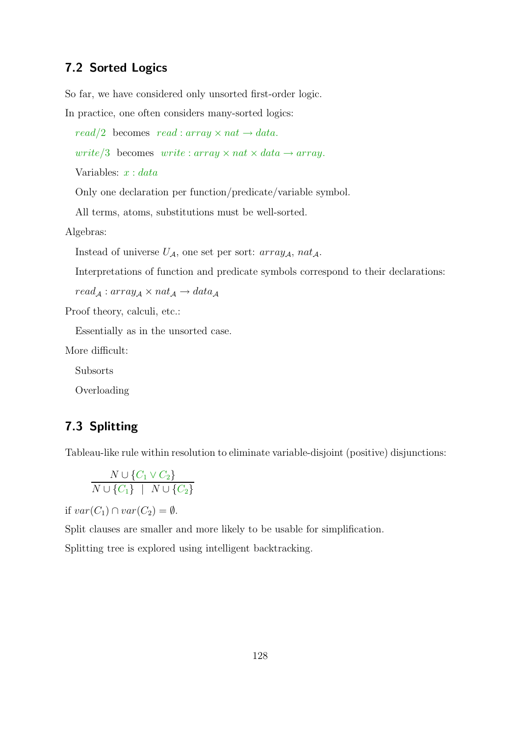## 7.2 Sorted Logics

So far, we have considered only unsorted first-order logic.

In practice, one often considers many-sorted logics:

$read/2$ becomes $read : array \times nat \to data$.

$write/3$ becomes $write : array \times nat \times data \to array$.

Variables: $x : data$

Only one declaration per function/predicate/variable symbol.

All terms, atoms, substitutions must be well-sorted.

Algebras:

Instead of universe $U_{\mathcal{A}}$, one set per sort: $array_{\mathcal{A}}$, $nat_{\mathcal{A}}$.

Interpretations of function and predicate symbols correspond to their declarations:

$read_{\mathcal{A}} : array_{\mathcal{A}} \times nat_{\mathcal{A}} \to data_{\mathcal{A}}$

Proof theory, calculi, etc.:

Essentially as in the unsorted case.

More difficult:

Subsorts

Overloading

## 7.3 Splitting

Tableau-like rule within resolution to eliminate variable-disjoint (positive) disjunctions:

$$\frac{N \cup \{C_1 \vee C_2\}}{N \cup \{C_1\} \;\mid\; N \cup \{C_2\}}$$

if $var(C_1) \cap var(C_2) = \emptyset$.

Split clauses are smaller and more likely to be usable for simplification.

Splitting tree is explored using intelligent backtracking.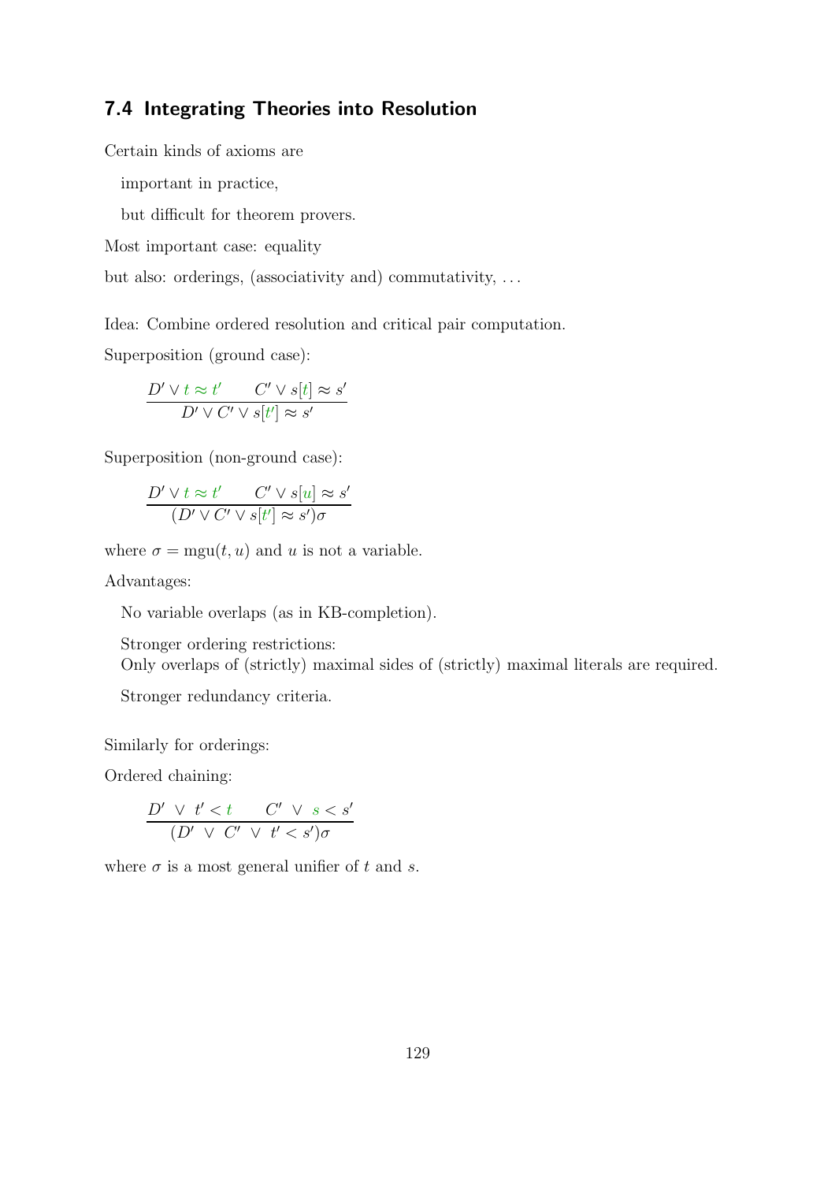## 7.4 Integrating Theories into Resolution

Certain kinds of axioms are

important in practice,

but difficult for theorem provers.

Most important case: equality

but also: orderings, (associativity and) commutativity, ...

Idea: Combine ordered resolution and critical pair computation.

Superposition (ground case):

$$\frac{D' \vee t \approx t' \qquad C' \vee s[t] \approx s'}{D' \vee C' \vee s[t'] \approx s'}$$

Superposition (non-ground case):

$$\frac{D' \vee t \approx t' \qquad C' \vee s[u] \approx s'}{(D' \vee C' \vee s[t'] \approx s')\sigma}$$

where $\sigma = \mathrm{mgu}(t, u)$ and $u$ is not a variable.

Advantages:

No variable overlaps (as in KB-completion).

Stronger ordering restrictions:
Only overlaps of (strictly) maximal sides of (strictly) maximal literals are required.

Stronger redundancy criteria.

Similarly for orderings:

Ordered chaining:

$$\frac{D' \ \vee \ t' < t \qquad C' \ \vee \ s < s'}{(D' \ \vee \ C' \ \vee \ t' < s')\sigma}$$

where $\sigma$ is a most general unifier of $t$ and $s$.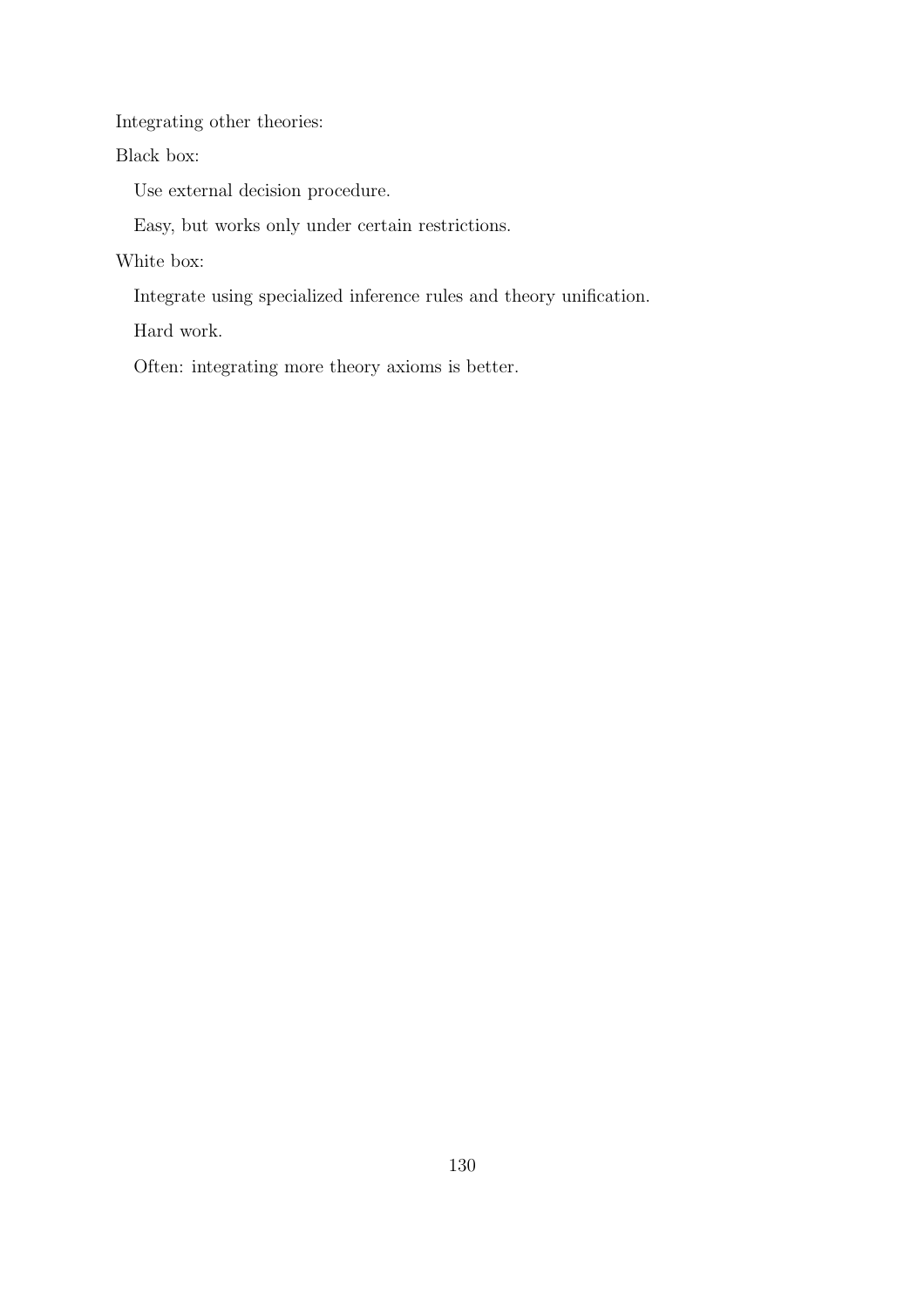Integrating other theories:

Black box:

Use external decision procedure.

Easy, but works only under certain restrictions.

White box:

Integrate using specialized inference rules and theory unification.

Hard work.

Often: integrating more theory axioms is better.